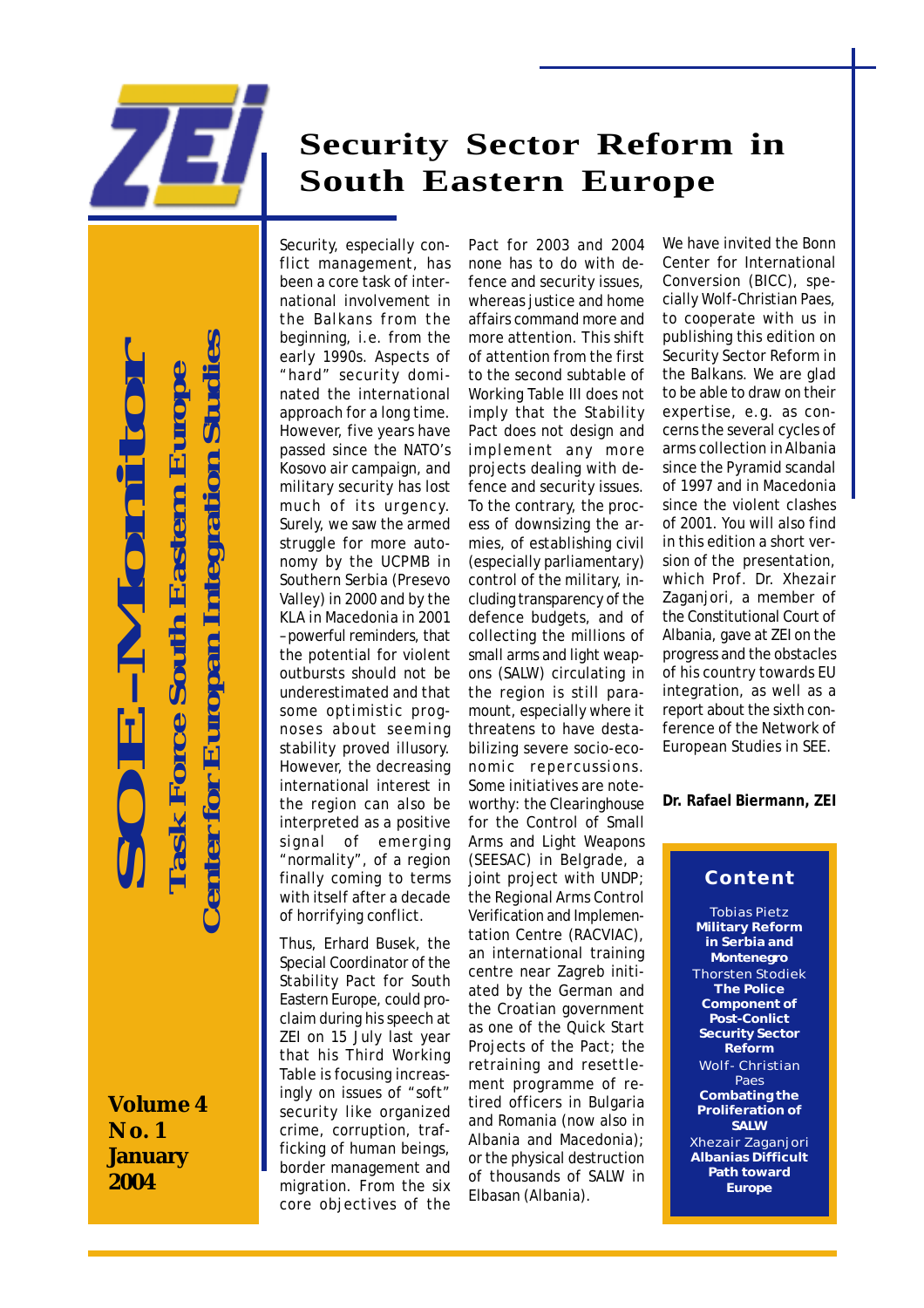# Security Sector Reform in South Eastern Europe

**SOE-Monitor**

**Task Force South Eastern Europe**

**Center for European Integration Studies**

**Volume 4**
**No. 1**
**January 2004**

Security, especially conflict management, has been a core task of international involvement in the Balkans from the beginning, i.e. from the early 1990s. Aspects of "hard" security dominated the international approach for a long time. However, five years have passed since the NATO's Kosovo air campaign, and military security has lost much of its urgency. Surely, we saw the armed struggle for more autonomy by the UCPMB in Southern Serbia (Presevo Valley) in 2000 and by the KLA in Macedonia in 2001 –powerful reminders, that the potential for violent outbursts should not be underestimated and that some optimistic prognoses about seeming stability proved illusory. However, the decreasing international interest in the region can also be interpreted as a positive signal of emerging "normality", of a region finally coming to terms with itself after a decade of horrifying conflict.

Thus, Erhard Busek, the Special Coordinator of the Stability Pact for South Eastern Europe, could proclaim during his speech at ZEI on 15 July last year that his Third Working Table is focusing increasingly on issues of "soft" security like organized crime, corruption, trafficking of human beings, border management and migration. From the six core objectives of the Pact for 2003 and 2004 none has to do with defence and security issues, whereas justice and home affairs command more and more attention. This shift of attention from the first to the second subtable of Working Table III does not imply that the Stability Pact does not design and implement any more projects dealing with defence and security issues. To the contrary, the process of downsizing the armies, of establishing civil (especially parliamentary) control of the military, including transparency of the defence budgets, and of collecting the millions of small arms and light weapons (SALW) circulating in the region is still paramount, especially where it threatens to have destabilizing severe socio-economic repercussions. Some initiatives are noteworthy: the Clearinghouse for the Control of Small Arms and Light Weapons (SEESAC) in Belgrade, a joint project with UNDP; the Regional Arms Control Verification and Implementation Centre (RACVIAC), an international training centre near Zagreb initiated by the German and the Croatian government as one of the Quick Start Projects of the Pact; the retraining and resettlement programme of retired officers in Bulgaria and Romania (now also in Albania and Macedonia); or the physical destruction of thousands of SALW in Elbasan (Albania).

We have invited the Bonn Center for International Conversion (BICC), specially Wolf-Christian Paes, to cooperate with us in publishing this edition on Security Sector Reform in the Balkans. We are glad to be able to draw on their expertise, e.g. as concerns the several cycles of arms collection in Albania since the Pyramid scandal of 1997 and in Macedonia since the violent clashes of 2001. You will also find in this edition a short version of the presentation, which Prof. Dr. Xhezair Zaganjori, a member of the Constitutional Court of Albania, gave at ZEI on the progress and the obstacles of his country towards EU integration, as well as a report about the sixth conference of the Network of European Studies in SEE.

**Dr. Rafael Biermann, ZEI**

## Content

Tobias Pietz
**Military Reform in Serbia and Montenegro**

Thorsten Stodiek
**The Police Component of Post-Conlict Security Sector Reform**

Wolf- Christian Paes
**Combating the Proliferation of SALW**

Xhezair Zaganjori
**Albanias Difficult Path toward Europe**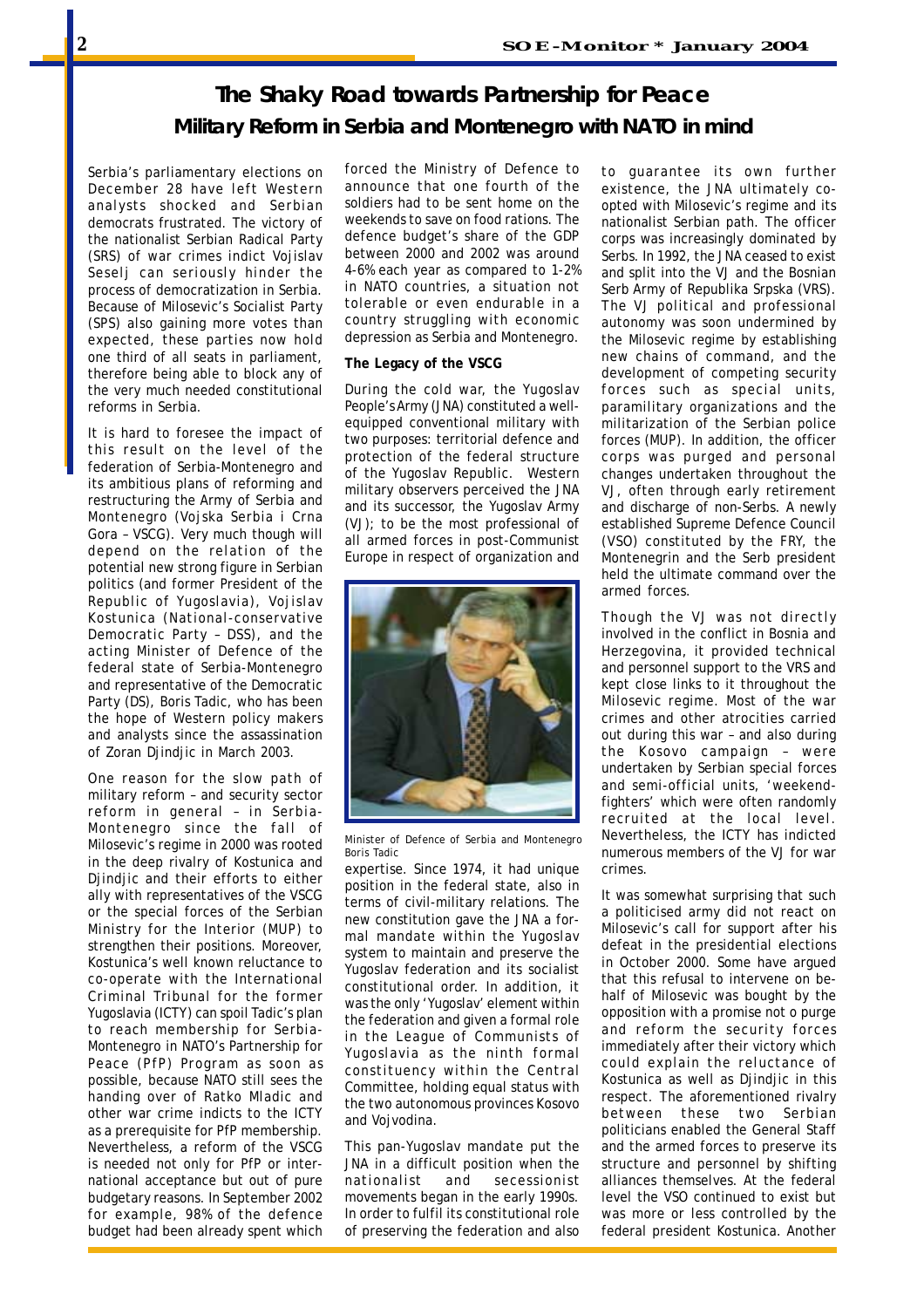# The Shaky Road towards Partnership for Peace

## Military Reform in Serbia and Montenegro with NATO in mind

Serbia's parliamentary elections on December 28 have left Western analysts shocked and Serbian democrats frustrated. The victory of the nationalist Serbian Radical Party (SRS) of war crimes indict Vojislav Seselj can seriously hinder the process of democratization in Serbia. Because of Milosevic's Socialist Party (SPS) also gaining more votes than expected, these parties now hold one third of all seats in parliament, therefore being able to block any of the very much needed constitutional reforms in Serbia.

It is hard to foresee the impact of this result on the level of the federation of Serbia-Montenegro and its ambitious plans of reforming and restructuring the Army of Serbia and Montenegro (Vojska Serbia i Crna Gora – VSCG). Very much though will depend on the relation of the potential new strong figure in Serbian politics (and former President of the Republic of Yugoslavia), Vojislav Kostunica (National-conservative Democratic Party – DSS), and the acting Minister of Defence of the federal state of Serbia-Montenegro and representative of the Democratic Party (DS), Boris Tadic, who has been the hope of Western policy makers and analysts since the assassination of Zoran Djindjic in March 2003.

One reason for the slow path of military reform – and security sector reform in general – in Serbia-Montenegro since the fall of Milosevic's regime in 2000 was rooted in the deep rivalry of Kostunica and Djindjic and their efforts to either ally with representatives of the VSCG or the special forces of the Serbian Ministry for the Interior (MUP) to strengthen their positions. Moreover, Kostunica's well known reluctance to co-operate with the International Criminal Tribunal for the former Yugoslavia (ICTY) can spoil Tadic's plan to reach membership for Serbia-Montenegro in NATO's Partnership for Peace (PfP) Program as soon as possible, because NATO still sees the handing over of Ratko Mladic and other war crime indicts to the ICTY as a prerequisite for PfP membership. Nevertheless, a reform of the VSCG is needed not only for PfP or international acceptance but out of pure budgetary reasons. In September 2002 for example, 98% of the defence budget had been already spent which forced the Ministry of Defence to announce that one fourth of the soldiers had to be sent home on the weekends to save on food rations. The defence budget's share of the GDP between 2000 and 2002 was around 4-6% each year as compared to 1-2% in NATO countries, a situation not tolerable or even endurable in a country struggling with economic depression as Serbia and Montenegro.

**The Legacy of the VSCG**

During the cold war, the Yugoslav People's Army (JNA) constituted a well-equipped conventional military with two purposes: territorial defence and protection of the federal structure of the Yugoslav Republic. Western military observers perceived the JNA and its successor, the Yugoslav Army (VJ); to be the most professional of all armed forces in post-Communist Europe in respect of organization and expertise. Since 1974, it had unique position in the federal state, also in terms of civil-military relations. The new constitution gave the JNA a formal mandate within the Yugoslav system to maintain and preserve the Yugoslav federation and its socialist constitutional order. In addition, it was the only 'Yugoslav' element within the federation and given a formal role in the League of Communists of Yugoslavia as the ninth formal constituency within the Central Committee, holding equal status with the two autonomous provinces Kosovo and Vojvodina.

Minister of Defence of Serbia and Montenegro Boris Tadic

This pan-Yugoslav mandate put the JNA in a difficult position when the nationalist and secessionist movements began in the early 1990s. In order to fulfil its constitutional role of preserving the federation and also to guarantee its own further existence, the JNA ultimately co-opted with Milosevic's regime and its nationalist Serbian path. The officer corps was increasingly dominated by Serbs. In 1992, the JNA ceased to exist and split into the VJ and the Bosnian Serb Army of Republika Srpska (VRS). The VJ political and professional autonomy was soon undermined by the Milosevic regime by establishing new chains of command, and the development of competing security forces such as special units, paramilitary organizations and the militarization of the Serbian police forces (MUP). In addition, the officer corps was purged and personal changes undertaken throughout the VJ, often through early retirement and discharge of non-Serbs. A newly established Supreme Defence Council (VSO) constituted by the FRY, the Montenegrin and the Serb president held the ultimate command over the armed forces.

Though the VJ was not directly involved in the conflict in Bosnia and Herzegovina, it provided technical and personnel support to the VRS and kept close links to it throughout the Milosevic regime. Most of the war crimes and other atrocities carried out during this war – and also during the Kosovo campaign – were undertaken by Serbian special forces and semi-official units, 'weekend-fighters' which were often randomly recruited at the local level. Nevertheless, the ICTY has indicted numerous members of the VJ for war crimes.

It was somewhat surprising that such a politicised army did not react on Milosevic's call for support after his defeat in the presidential elections in October 2000. Some have argued that this refusal to intervene on behalf of Milosevic was bought by the opposition with a promise not o purge and reform the security forces immediately after their victory which could explain the reluctance of Kostunica as well as Djindjic in this respect. The aforementioned rivalry between these two Serbian politicians enabled the General Staff and the armed forces to preserve its structure and personnel by shifting alliances themselves. At the federal level the VSO continued to exist but was more or less controlled by the federal president Kostunica. Another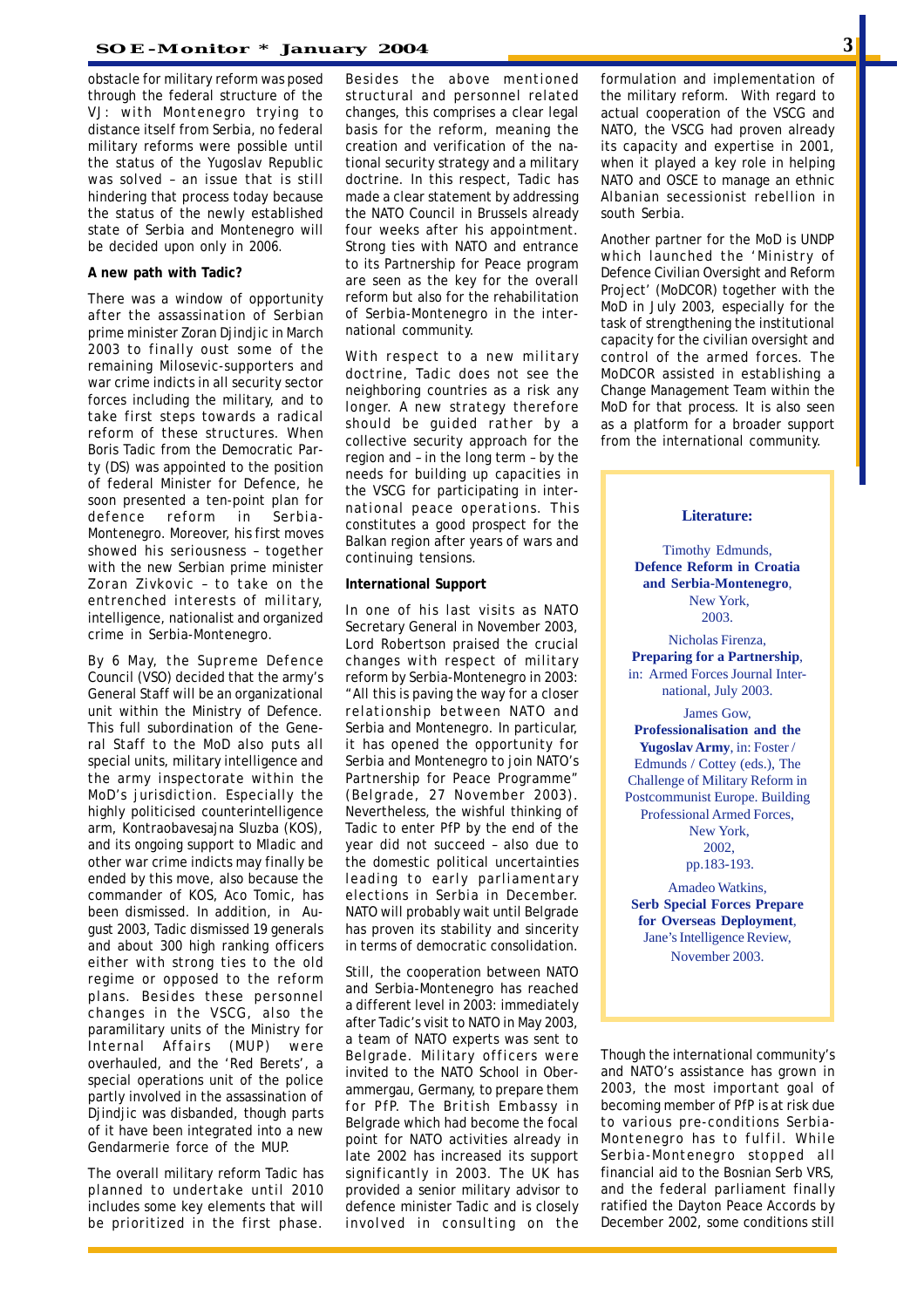obstacle for military reform was posed through the federal structure of the VJ: with Montenegro trying to distance itself from Serbia, no federal military reforms were possible until the status of the Yugoslav Republic was solved – an issue that is still hindering that process today because the status of the newly established state of Serbia and Montenegro will be decided upon only in 2006.

**A new path with Tadic?**

There was a window of opportunity after the assassination of Serbian prime minister Zoran Djindjic in March 2003 to finally oust some of the remaining Milosevic-supporters and war crime indicts in all security sector forces including the military, and to take first steps towards a radical reform of these structures. When Boris Tadic from the Democratic Party (DS) was appointed to the position of federal Minister for Defence, he soon presented a ten-point plan for defence reform in Serbia-Montenegro. Moreover, his first moves showed his seriousness – together with the new Serbian prime minister Zoran Zivkovic – to take on the entrenched interests of military, intelligence, nationalist and organized crime in Serbia-Montenegro.

By 6 May, the Supreme Defence Council (VSO) decided that the army's General Staff will be an organizational unit within the Ministry of Defence. This full subordination of the General Staff to the MoD also puts all special units, military intelligence and the army inspectorate within the MoD's jurisdiction. Especially the highly politicised counterintelligence arm, Kontraobavesajna Sluzba (KOS), and its ongoing support to Mladic and other war crime indicts may finally be ended by this move, also because the commander of KOS, Aco Tomic, has been dismissed. In addition, in August 2003, Tadic dismissed 19 generals and about 300 high ranking officers either with strong ties to the old regime or opposed to the reform plans. Besides these personnel changes in the VSCG, also the paramilitary units of the Ministry for Internal Affairs (MUP) were overhauled, and the 'Red Berets', a special operations unit of the police partly involved in the assassination of Djindjic was disbanded, though parts of it have been integrated into a new Gendarmerie force of the MUP.

The overall military reform Tadic has planned to undertake until 2010 includes some key elements that will be prioritized in the first phase. Besides the above mentioned structural and personnel related changes, this comprises a clear legal basis for the reform, meaning the creation and verification of the national security strategy and a military doctrine. In this respect, Tadic has made a clear statement by addressing the NATO Council in Brussels already four weeks after his appointment. Strong ties with NATO and entrance to its Partnership for Peace program are seen as the key for the overall reform but also for the rehabilitation of Serbia-Montenegro in the international community.

With respect to a new military doctrine, Tadic does not see the neighboring countries as a risk any longer. A new strategy therefore should be guided rather by a collective security approach for the region and – in the long term – by the needs for building up capacities in the VSCG for participating in international peace operations. This constitutes a good prospect for the Balkan region after years of wars and continuing tensions.

**International Support**

In one of his last visits as NATO Secretary General in November 2003, Lord Robertson praised the crucial changes with respect of military reform by Serbia-Montenegro in 2003: "All this is paving the way for a closer relationship between NATO and Serbia and Montenegro. In particular, it has opened the opportunity for Serbia and Montenegro to join NATO's Partnership for Peace Programme" (Belgrade, 27 November 2003). Nevertheless, the wishful thinking of Tadic to enter PfP by the end of the year did not succeed – also due to the domestic political uncertainties leading to early parliamentary elections in Serbia in December. NATO will probably wait until Belgrade has proven its stability and sincerity in terms of democratic consolidation.

Still, the cooperation between NATO and Serbia-Montenegro has reached a different level in 2003: immediately after Tadic's visit to NATO in May 2003, a team of NATO experts was sent to Belgrade. Military officers were invited to the NATO School in Oberammergau, Germany, to prepare them for PfP. The British Embassy in Belgrade which had become the focal point for NATO activities already in late 2002 has increased its support significantly in 2003. The UK has provided a senior military advisor to defence minister Tadic and is closely involved in consulting on the formulation and implementation of the military reform. With regard to actual cooperation of the VSCG and NATO, the VSCG had proven already its capacity and expertise in 2001, when it played a key role in helping NATO and OSCE to manage an ethnic Albanian secessionist rebellion in south Serbia.

Another partner for the MoD is UNDP which launched the 'Ministry of Defence Civilian Oversight and Reform Project' (MoDCOR) together with the MoD in July 2003, especially for the task of strengthening the institutional capacity for the civilian oversight and control of the armed forces. The MoDCOR assisted in establishing a Change Management Team within the MoD for that process. It is also seen as a platform for a broader support from the international community.

Though the international community's and NATO's assistance has grown in 2003, the most important goal of becoming member of PfP is at risk due to various pre-conditions Serbia-Montenegro has to fulfil. While Serbia-Montenegro stopped all financial aid to the Bosnian Serb VRS, and the federal parliament finally ratified the Dayton Peace Accords by December 2002, some conditions still

**Literature:**

Timothy Edmunds, **Defence Reform in Croatia and Serbia-Montenegro**, New York, 2003.

Nicholas Firenza, **Preparing for a Partnership**, in: Armed Forces Journal International, July 2003.

James Gow, **Professionalisation and the Yugoslav Army**, in: Foster / Edmunds / Cottey (eds.), The Challenge of Military Reform in Postcommunist Europe. Building Professional Armed Forces, New York, 2002, pp.183-193.

Amadeo Watkins, **Serb Special Forces Prepare for Overseas Deployment**, Jane's Intelligence Review, November 2003.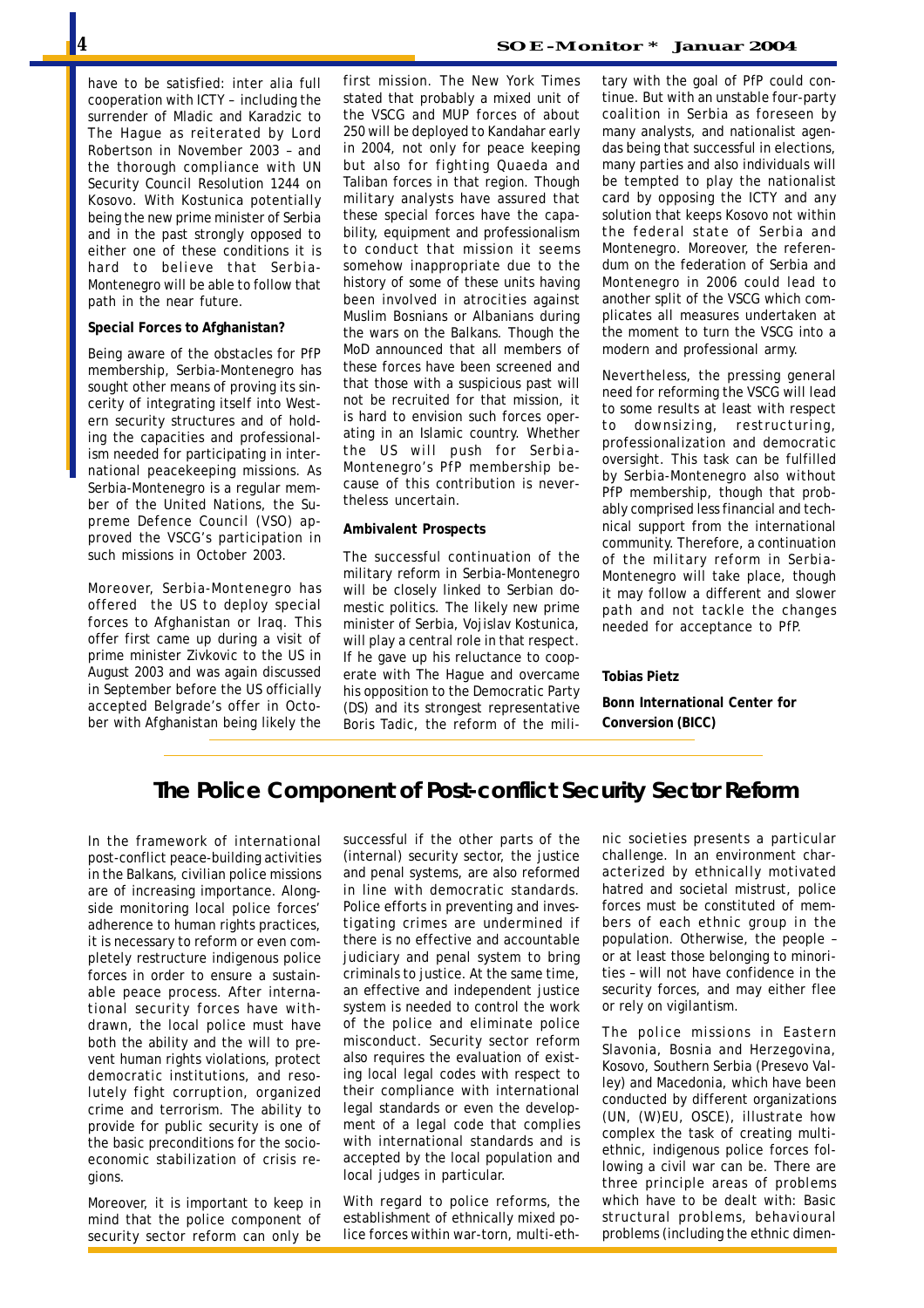have to be satisfied: inter alia full cooperation with ICTY – including the surrender of Mladic and Karadzic to The Hague as reiterated by Lord Robertson in November 2003 – and the thorough compliance with UN Security Council Resolution 1244 on Kosovo. With Kostunica potentially being the new prime minister of Serbia and in the past strongly opposed to either one of these conditions it is hard to believe that Serbia-Montenegro will be able to follow that path in the near future.

**Special Forces to Afghanistan?**

Being aware of the obstacles for PfP membership, Serbia-Montenegro has sought other means of proving its sincerity of integrating itself into Western security structures and of holding the capacities and professionalism needed for participating in international peacekeeping missions. As Serbia-Montenegro is a regular member of the United Nations, the Supreme Defence Council (VSO) approved the VSCG's participation in such missions in October 2003.

Moreover, Serbia-Montenegro has offered the US to deploy special forces to Afghanistan or Iraq. This offer first came up during a visit of prime minister Zivkovic to the US in August 2003 and was again discussed in September before the US officially accepted Belgrade's offer in October with Afghanistan being likely the first mission. The New York Times stated that probably a mixed unit of the VSCG and MUP forces of about 250 will be deployed to Kandahar early in 2004, not only for peace keeping but also for fighting Quaeda and Taliban forces in that region. Though military analysts have assured that these special forces have the capability, equipment and professionalism to conduct that mission it seems somehow inappropriate due to the history of some of these units having been involved in atrocities against Muslim Bosnians or Albanians during the wars on the Balkans. Though the MoD announced that all members of these forces have been screened and that those with a suspicious past will not be recruited for that mission, it is hard to envision such forces operating in an Islamic country. Whether the US will push for Serbia-Montenegro's PfP membership because of this contribution is nevertheless uncertain.

**Ambivalent Prospects**

The successful continuation of the military reform in Serbia-Montenegro will be closely linked to Serbian domestic politics. The likely new prime minister of Serbia, Vojislav Kostunica, will play a central role in that respect. If he gave up his reluctance to cooperate with The Hague and overcame his opposition to the Democratic Party (DS) and its strongest representative Boris Tadic, the reform of the military with the goal of PfP could continue. But with an unstable four-party coalition in Serbia as foreseen by many analysts, and nationalist agendas being that successful in elections, many parties and also individuals will be tempted to play the nationalist card by opposing the ICTY and any solution that keeps Kosovo not within the federal state of Serbia and Montenegro. Moreover, the referendum on the federation of Serbia and Montenegro in 2006 could lead to another split of the VSCG which complicates all measures undertaken at the moment to turn the VSCG into a modern and professional army.

Nevertheless, the pressing general need for reforming the VSCG will lead to some results at least with respect to downsizing, restructuring, professionalization and democratic oversight. This task can be fulfilled by Serbia-Montenegro also without PfP membership, though that probably comprised less financial and technical support from the international community. Therefore, a continuation of the military reform in Serbia-Montenegro will take place, though it may follow a different and slower path and not tackle the changes needed for acceptance to PfP.

**Tobias Pietz**

**Bonn International Center for Conversion (BICC)**

## The Police Component of Post-conflict Security Sector Reform

In the framework of international post-conflict peace-building activities in the Balkans, civilian police missions are of increasing importance. Alongside monitoring local police forces' adherence to human rights practices, it is necessary to reform or even completely restructure indigenous police forces in order to ensure a sustainable peace process. After international security forces have withdrawn, the local police must have both the ability and the will to prevent human rights violations, protect democratic institutions, and resolutely fight corruption, organized crime and terrorism. The ability to provide for public security is one of the basic preconditions for the socio-economic stabilization of crisis regions.

Moreover, it is important to keep in mind that the police component of security sector reform can only be successful if the other parts of the (internal) security sector, the justice and penal systems, are also reformed in line with democratic standards. Police efforts in preventing and investigating crimes are undermined if there is no effective and accountable judiciary and penal system to bring criminals to justice. At the same time, an effective and independent justice system is needed to control the work of the police and eliminate police misconduct. Security sector reform also requires the evaluation of existing local legal codes with respect to their compliance with international legal standards or even the development of a legal code that complies with international standards and is accepted by the local population and local judges in particular.

With regard to police reforms, the establishment of ethnically mixed police forces within war-torn, multi-ethnic societies presents a particular challenge. In an environment characterized by ethnically motivated hatred and societal mistrust, police forces must be constituted of members of each ethnic group in the population. Otherwise, the people – or at least those belonging to minorities – will not have confidence in the security forces, and may either flee or rely on vigilantism.

The police missions in Eastern Slavonia, Bosnia and Herzegovina, Kosovo, Southern Serbia (Presevo Valley) and Macedonia, which have been conducted by different organizations (UN, (W)EU, OSCE), illustrate how complex the task of creating multi-ethnic, indigenous police forces following a civil war can be. There are three principle areas of problems which have to be dealt with: Basic structural problems, behavioural problems (including the ethnic dimen-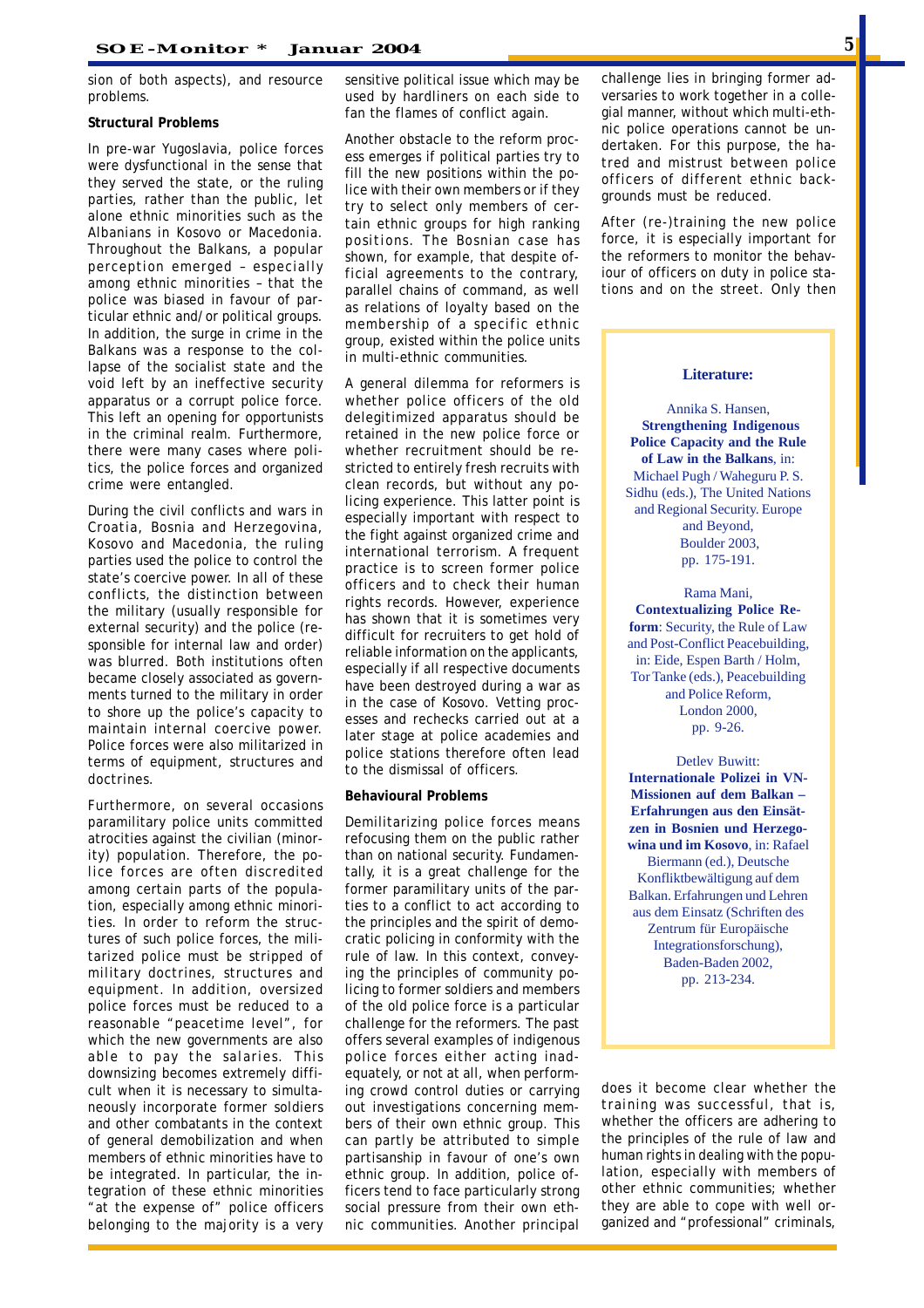sion of both aspects), and resource problems.

**Structural Problems**

In pre-war Yugoslavia, police forces were dysfunctional in the sense that they served the state, or the ruling parties, rather than the public, let alone ethnic minorities such as the Albanians in Kosovo or Macedonia. Throughout the Balkans, a popular perception emerged – especially among ethnic minorities – that the police was biased in favour of particular ethnic and/or political groups. In addition, the surge in crime in the Balkans was a response to the collapse of the socialist state and the void left by an ineffective security apparatus or a corrupt police force. This left an opening for opportunists in the criminal realm. Furthermore, there were many cases where politics, the police forces and organized crime were entangled.

During the civil conflicts and wars in Croatia, Bosnia and Herzegovina, Kosovo and Macedonia, the ruling parties used the police to control the state's coercive power. In all of these conflicts, the distinction between the military (usually responsible for external security) and the police (responsible for internal law and order) was blurred. Both institutions often became closely associated as governments turned to the military in order to shore up the police's capacity to maintain internal coercive power. Police forces were also militarized in terms of equipment, structures and doctrines.

Furthermore, on several occasions paramilitary police units committed atrocities against the civilian (minority) population. Therefore, the police forces are often discredited among certain parts of the population, especially among ethnic minorities. In order to reform the structures of such police forces, the militarized police must be stripped of military doctrines, structures and equipment. In addition, oversized police forces must be reduced to a reasonable "peacetime level", for which the new governments are also able to pay the salaries. This downsizing becomes extremely difficult when it is necessary to simultaneously incorporate former soldiers and other combatants in the context of general demobilization and when members of ethnic minorities have to be integrated. In particular, the integration of these ethnic minorities "at the expense of" police officers belonging to the majority is a very sensitive political issue which may be used by hardliners on each side to fan the flames of conflict again.

Another obstacle to the reform process emerges if political parties try to fill the new positions within the police with their own members or if they try to select only members of certain ethnic groups for high ranking positions. The Bosnian case has shown, for example, that despite official agreements to the contrary, parallel chains of command, as well as relations of loyalty based on the membership of a specific ethnic group, existed within the police units in multi-ethnic communities.

A general dilemma for reformers is whether police officers of the old delegitimized apparatus should be retained in the new police force or whether recruitment should be restricted to entirely fresh recruits with clean records, but without any policing experience. This latter point is especially important with respect to the fight against organized crime and international terrorism. A frequent practice is to screen former police officers and to check their human rights records. However, experience has shown that it is sometimes very difficult for recruiters to get hold of reliable information on the applicants, especially if all respective documents have been destroyed during a war as in the case of Kosovo. Vetting processes and rechecks carried out at a later stage at police academies and police stations therefore often lead to the dismissal of officers.

**Behavioural Problems**

Demilitarizing police forces means refocusing them on the public rather than on national security. Fundamentally, it is a great challenge for the former paramilitary units of the parties to a conflict to act according to the principles and the spirit of democratic policing in conformity with the rule of law. In this context, conveying the principles of community policing to former soldiers and members of the old police force is a particular challenge for the reformers. The past offers several examples of indigenous police forces either acting inadequately, or not at all, when performing crowd control duties or carrying out investigations concerning members of their own ethnic group. This can partly be attributed to simple partisanship in favour of one's own ethnic group. In addition, police officers tend to face particularly strong social pressure from their own ethnic communities. Another principal challenge lies in bringing former adversaries to work together in a collegial manner, without which multi-ethnic police operations cannot be undertaken. For this purpose, the hatred and mistrust between police officers of different ethnic backgrounds must be reduced.

After (re-)training the new police force, it is especially important for the reformers to monitor the behaviour of officers on duty in police stations and on the street. Only then does it become clear whether the training was successful, that is, whether the officers are adhering to the principles of the rule of law and human rights in dealing with the population, especially with members of other ethnic communities; whether they are able to cope with well organized and "professional" criminals,

**Literature:**

Annika S. Hansen, **Strengthening Indigenous Police Capacity and the Rule of Law in the Balkans**, in: Michael Pugh / Waheguru P. S. Sidhu (eds.), The United Nations and Regional Security. Europe and Beyond, Boulder 2003, pp. 175-191.

Rama Mani, **Contextualizing Police Reform**: Security, the Rule of Law and Post-Conflict Peacebuilding, in: Eide, Espen Barth / Holm, Tor Tanke (eds.), Peacebuilding and Police Reform, London 2000, pp. 9-26.

Detlev Buwitt: **Internationale Polizei in VN-Missionen auf dem Balkan – Erfahrungen aus den Einsätzen in Bosnien und Herzegowina und im Kosovo**, in: Rafael Biermann (ed.), Deutsche Konfliktbewältigung auf dem Balkan. Erfahrungen und Lehren aus dem Einsatz (Schriften des Zentrum für Europäische Integrationsforschung), Baden-Baden 2002, pp. 213-234.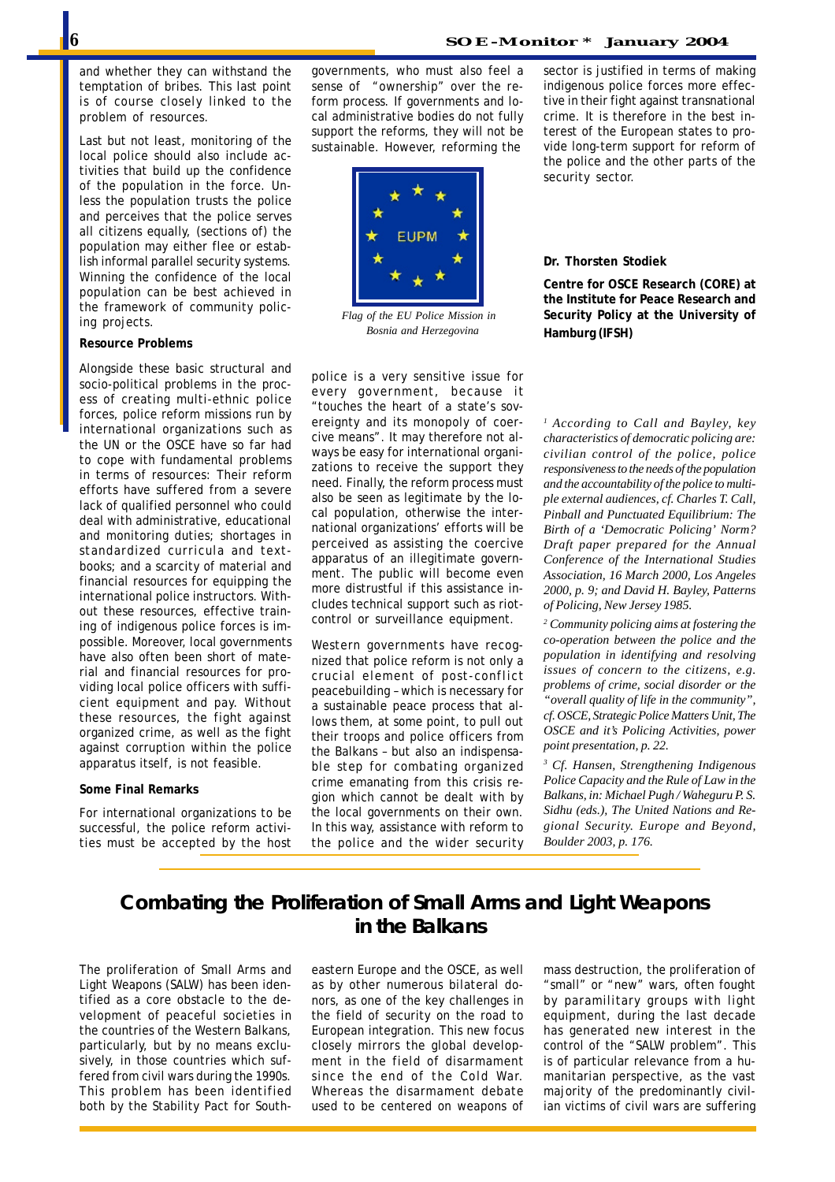and whether they can withstand the temptation of bribes. This last point is of course closely linked to the problem of resources.

Last but not least, monitoring of the local police should also include activities that build up the confidence of the population in the force. Unless the population trusts the police and perceives that the police serves all citizens equally, (sections of) the population may either flee or establish informal parallel security systems. Winning the confidence of the local population can be best achieved in the framework of community policing projects.

**Resource Problems**

Alongside these basic structural and socio-political problems in the process of creating multi-ethnic police forces, police reform missions run by international organizations such as the UN or the OSCE have so far had to cope with fundamental problems in terms of resources: Their reform efforts have suffered from a severe lack of qualified personnel who could deal with administrative, educational and monitoring duties; shortages in standardized curricula and textbooks; and a scarcity of material and financial resources for equipping the international police instructors. Without these resources, effective training of indigenous police forces is impossible. Moreover, local governments have also often been short of material and financial resources for providing local police officers with sufficient equipment and pay. Without these resources, the fight against organized crime, as well as the fight against corruption within the police apparatus itself, is not feasible.

**Some Final Remarks**

For international organizations to be successful, the police reform activities must be accepted by the host governments, who must also feel a sense of "ownership" over the reform process. If governments and local administrative bodies do not fully support the reforms, they will not be sustainable. However, reforming the police is a very sensitive issue for every government, because it "touches the heart of a state's sovereignty and its monopoly of coercive means". It may therefore not always be easy for international organizations to receive the support they need. Finally, the reform process must also be seen as legitimate by the local population, otherwise the international organizations' efforts will be perceived as assisting the coercive apparatus of an illegitimate government. The public will become even more distrustful if this assistance includes technical support such as riot-control or surveillance equipment.

*Flag of the EU Police Mission in Bosnia and Herzegovina*

Western governments have recognized that police reform is not only a crucial element of post-conflict peacebuilding – which is necessary for a sustainable peace process that allows them, at some point, to pull out their troops and police officers from the Balkans – but also an indispensable step for combating organized crime emanating from this crisis region which cannot be dealt with by the local governments on their own. In this way, assistance with reform to the police and the wider security sector is justified in terms of making indigenous police forces more effective in their fight against transnational crime. It is therefore in the best interest of the European states to provide long-term support for reform of the police and the other parts of the security sector.

**Dr. Thorsten Stodiek**

**Centre for OSCE Research (CORE) at the Institute for Peace Research and Security Policy at the University of Hamburg (IFSH)**

[1] *According to Call and Bayley, key characteristics of democratic policing are: civilian control of the police, police responsiveness to the needs of the population and the accountability of the police to multiple external audiences, cf. Charles T. Call, Pinball and Punctuated Equilibrium: The Birth of a 'Democratic Policing' Norm? Draft paper prepared for the Annual Conference of the International Studies Association, 16 March 2000, Los Angeles 2000, p. 9; and David H. Bayley, Patterns of Policing, New Jersey 1985.*

[2] *Community policing aims at fostering the co-operation between the police and the population in identifying and resolving issues of concern to the citizens, e.g. problems of crime, social disorder or the "overall quality of life in the community", cf. OSCE, Strategic Police Matters Unit, The OSCE and it's Policing Activities, power point presentation, p. 22.*

[3] *Cf. Hansen, Strengthening Indigenous Police Capacity and the Rule of Law in the Balkans, in: Michael Pugh / Waheguru P. S. Sidhu (eds.), The United Nations and Regional Security. Europe and Beyond, Boulder 2003, p. 176.*

## Combating the Proliferation of Small Arms and Light Weapons in the Balkans

The proliferation of Small Arms and Light Weapons (SALW) has been identified as a core obstacle to the development of peaceful societies in the countries of the Western Balkans, particularly, but by no means exclusively, in those countries which suffered from civil wars during the 1990s. This problem has been identified both by the Stability Pact for South-eastern Europe and the OSCE, as well as by other numerous bilateral donors, as one of the key challenges in the field of security on the road to European integration. This new focus closely mirrors the global development in the field of disarmament since the end of the Cold War. Whereas the disarmament debate used to be centered on weapons of mass destruction, the proliferation of "small" or "new" wars, often fought by paramilitary groups with light equipment, during the last decade has generated new interest in the control of the "SALW problem". This is of particular relevance from a humanitarian perspective, as the vast majority of the predominantly civilian victims of civil wars are suffering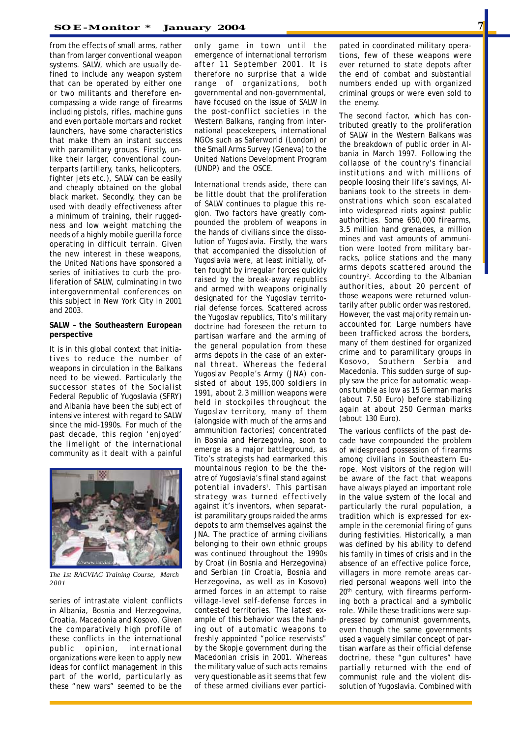from the effects of small arms, rather than from larger conventional weapon systems. SALW, which are usually defined to include any weapon system that can be operated by either one or two militants and therefore encompassing a wide range of firearms including pistols, rifles, machine guns and even portable mortars and rocket launchers, have some characteristics that make them an instant success with paramilitary groups. Firstly, unlike their larger, conventional counterparts (artillery, tanks, helicopters, fighter jets etc.), SALW can be easily and cheaply obtained on the global black market. Secondly, they can be used with deadly effectiveness after a minimum of training, their ruggedness and low weight matching the needs of a highly mobile guerilla force operating in difficult terrain. Given the new interest in these weapons, the United Nations have sponsored a series of initiatives to curb the proliferation of SALW, culminating in two intergovernmental conferences on this subject in New York City in 2001 and 2003.

**SALW – the Southeastern European perspective**

It is in this global context that initiatives to reduce the number of weapons in circulation in the Balkans need to be viewed. Particularly the successor states of the Socialist Federal Republic of Yugoslavia (SFRY) and Albania have been the subject of intensive interest with regard to SALW since the mid-1990s. For much of the past decade, this region 'enjoyed' the limelight of the international community as it dealt with a painful series of intrastate violent conflicts in Albania, Bosnia and Herzegovina, Croatia, Macedonia and Kosovo. Given the comparatively high profile of these conflicts in the international public opinion, international organizations were keen to apply new ideas for conflict management in this part of the world, particularly as these "new wars" seemed to be the only game in town until the emergence of international terrorism after 11 September 2001. It is therefore no surprise that a wide range of organizations, both governmental and non-governmental, have focused on the issue of SALW in the post-conflict societies in the Western Balkans, ranging from international peacekeepers, international NGOs such as Saferworld (London) or the Small Arms Survey (Geneva) to the United Nations Development Program (UNDP) and the OSCE.

*The 1st RACVIAC Training Course, March 2001*

International trends aside, there can be little doubt that the proliferation of SALW continues to plague this region. Two factors have greatly compounded the problem of weapons in the hands of civilians since the dissolution of Yugoslavia. Firstly, the wars that accompanied the dissolution of Yugoslavia were, at least initially, often fought by irregular forces quickly raised by the break-away republics and armed with weapons originally designated for the Yugoslav territorial defense forces. Scattered across the Yugoslav republics, Tito's military doctrine had foreseen the return to partisan warfare and the arming of the general population from these arms depots in the case of an external threat. Whereas the federal Yugoslav People's Army (JNA) consisted of about 195,000 soldiers in 1991, about 2.3 million weapons were held in stockpiles throughout the Yugoslav territory, many of them (alongside with much of the arms and ammunition factories) concentrated in Bosnia and Herzegovina, soon to emerge as a major battleground, as Tito's strategists had earmarked this mountainous region to be the theatre of Yugoslavia's final stand against potential invaders[1]. This partisan strategy was turned effectively against it's inventors, when separatist paramilitary groups raided the arms depots to arm themselves against the JNA. The practice of arming civilians belonging to their own ethnic groups was continued throughout the 1990s by Croat (in Bosnia and Herzegovina) and Serbian (in Croatia, Bosnia and Herzegovina, as well as in Kosovo) armed forces in an attempt to raise village-level self-defense forces in contested territories. The latest example of this behavior was the handing out of automatic weapons to freshly appointed "police reservists" by the Skopje government during the Macedonian crisis in 2001. Whereas the military value of such acts remains very questionable as it seems that few of these armed civilians ever participated in coordinated military operations, few of these weapons were ever returned to state depots after the end of combat and substantial numbers ended up with organized criminal groups or were even sold to the enemy.

The second factor, which has contributed greatly to the proliferation of SALW in the Western Balkans was the breakdown of public order in Albania in March 1997. Following the collapse of the country's financial institutions and with millions of people loosing their life's savings, Albanians took to the streets in demonstrations which soon escalated into widespread riots against public authorities. Some 650,000 firearms, 3.5 million hand grenades, a million mines and vast amounts of ammunition were looted from military barracks, police stations and the many arms depots scattered around the country[2]. According to the Albanian authorities, about 20 percent of those weapons were returned voluntarily after public order was restored. However, the vast majority remain unaccounted for. Large numbers have been trafficked across the borders, many of them destined for organized crime and to paramilitary groups in Kosovo, Southern Serbia and Macedonia. This sudden surge of supply saw the price for automatic weapons tumble as low as 15 German marks (about 7.50 Euro) before stabilizing again at about 250 German marks (about 130 Euro).

The various conflicts of the past decade have compounded the problem of widespread possession of firearms among civilians in Southeastern Europe. Most visitors of the region will be aware of the fact that weapons have always played an important role in the value system of the local and particularly the rural population, a tradition which is expressed for example in the ceremonial firing of guns during festivities. Historically, a man was defined by his ability to defend his family in times of crisis and in the absence of an effective police force, villagers in more remote areas carried personal weapons well into the 20th century, with firearms performing both a practical and a symbolic role. While these traditions were suppressed by communist governments, even though the same governments used a vaguely similar concept of partisan warfare as their official defense doctrine, these "gun cultures" have partially returned with the end of communist rule and the violent dissolution of Yugoslavia. Combined with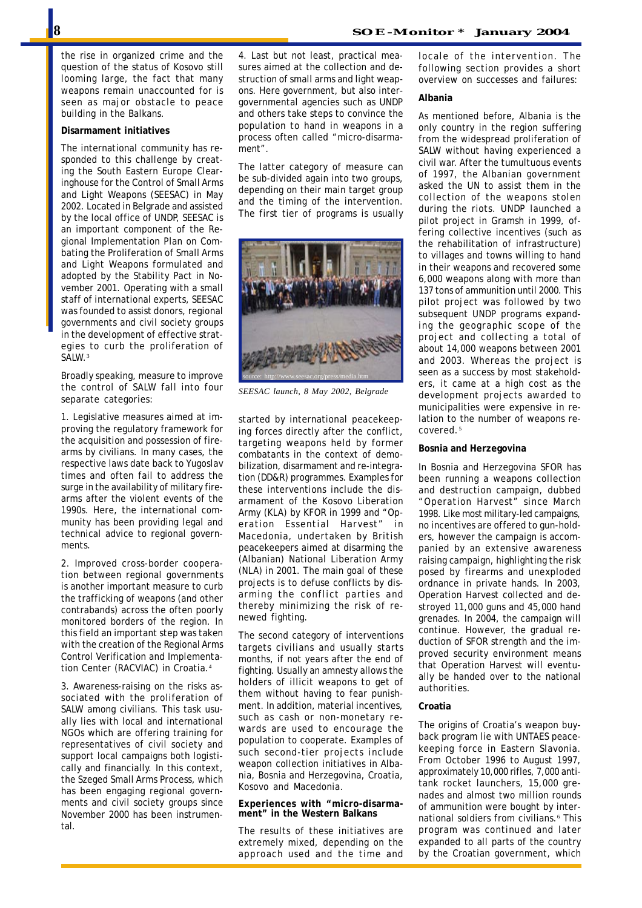the rise in organized crime and the question of the status of Kosovo still looming large, the fact that many weapons remain unaccounted for is seen as major obstacle to peace building in the Balkans.

**Disarmament initiatives**

The international community has responded to this challenge by creating the South Eastern Europe Clearinghouse for the Control of Small Arms and Light Weapons (SEESAC) in May 2002. Located in Belgrade and assisted by the local office of UNDP, SEESAC is an important component of the Regional Implementation Plan on Combating the Proliferation of Small Arms and Light Weapons formulated and adopted by the Stability Pact in November 2001. Operating with a small staff of international experts, SEESAC was founded to assist donors, regional governments and civil society groups in the development of effective strategies to curb the proliferation of SALW.[3]

Broadly speaking, measure to improve the control of SALW fall into four separate categories:

1. Legislative measures aimed at improving the regulatory framework for the acquisition and possession of firearms by civilians. In many cases, the respective laws date back to Yugoslav times and often fail to address the surge in the availability of military firearms after the violent events of the 1990s. Here, the international community has been providing legal and technical advice to regional governments.

2. Improved cross-border cooperation between regional governments is another important measure to curb the trafficking of weapons (and other contrabands) across the often poorly monitored borders of the region. In this field an important step was taken with the creation of the Regional Arms Control Verification and Implementation Center (RACVIAC) in Croatia.[4]

3. Awareness-raising on the risks associated with the proliferation of SALW among civilians. This task usually lies with local and international NGOs which are offering training for representatives of civil society and support local campaigns both logistically and financially. In this context, the Szeged Small Arms Process, which has been engaging regional governments and civil society groups since November 2000 has been instrumental.

4. Last but not least, practical measures aimed at the collection and destruction of small arms and light weapons. Here government, but also intergovernmental agencies such as UNDP and others take steps to convince the population to hand in weapons in a process often called "micro-disarmament".

The latter category of measure can be sub-divided again into two groups, depending on their main target group and the timing of the intervention. The first tier of programs is usually started by international peacekeeping forces directly after the conflict, targeting weapons held by former combatants in the context of demobilization, disarmament and re-integration (DD&R) programmes. Examples for these interventions include the disarmament of the Kosovo Liberation Army (KLA) by KFOR in 1999 and "Operation Essential Harvest" in Macedonia, undertaken by British peacekeepers aimed at disarming the (Albanian) National Liberation Army (NLA) in 2001. The main goal of these projects is to defuse conflicts by disarming the conflict parties and thereby minimizing the risk of renewed fighting.

source: http://www.seesac.org/press/media.htm

*SEESAC launch, 8 May 2002, Belgrade*

The second category of interventions targets civilians and usually starts months, if not years after the end of fighting. Usually an amnesty allows the holders of illicit weapons to get of them without having to fear punishment. In addition, material incentives, such as cash or non-monetary rewards are used to encourage the population to cooperate. Examples of such second-tier projects include weapon collection initiatives in Albania, Bosnia and Herzegovina, Croatia, Kosovo and Macedonia.

**Experiences with "micro-disarmament" in the Western Balkans**

The results of these initiatives are extremely mixed, depending on the approach used and the time and locale of the intervention. The following section provides a short overview on successes and failures:

**Albania**

As mentioned before, Albania is the only country in the region suffering from the widespread proliferation of SALW without having experienced a civil war. After the tumultuous events of 1997, the Albanian government asked the UN to assist them in the collection of the weapons stolen during the riots. UNDP launched a pilot project in Gramsh in 1999, offering collective incentives (such as the rehabilitation of infrastructure) to villages and towns willing to hand in their weapons and recovered some 6,000 weapons along with more than 137 tons of ammunition until 2000. This pilot project was followed by two subsequent UNDP programs expanding the geographic scope of the project and collecting a total of about 14,000 weapons between 2001 and 2003. Whereas the project is seen as a success by most stakeholders, it came at a high cost as the development projects awarded to municipalities were expensive in relation to the number of weapons recovered.[5]

**Bosnia and Herzegovina**

In Bosnia and Herzegovina SFOR has been running a weapons collection and destruction campaign, dubbed "Operation Harvest" since March 1998. Like most military-led campaigns, no incentives are offered to gun-holders, however the campaign is accompanied by an extensive awareness raising campaign, highlighting the risk posed by firearms and unexploded ordnance in private hands. In 2003, Operation Harvest collected and destroyed 11,000 guns and 45,000 hand grenades. In 2004, the campaign will continue. However, the gradual reduction of SFOR strength and the improved security environment means that Operation Harvest will eventually be handed over to the national authorities.

**Croatia**

The origins of Croatia's weapon buy-back program lie with UNTAES peacekeeping force in Eastern Slavonia. From October 1996 to August 1997, approximately 10,000 rifles, 7,000 anti-tank rocket launchers, 15,000 grenades and almost two million rounds of ammunition were bought by international soldiers from civilians.[6] This program was continued and later expanded to all parts of the country by the Croatian government, which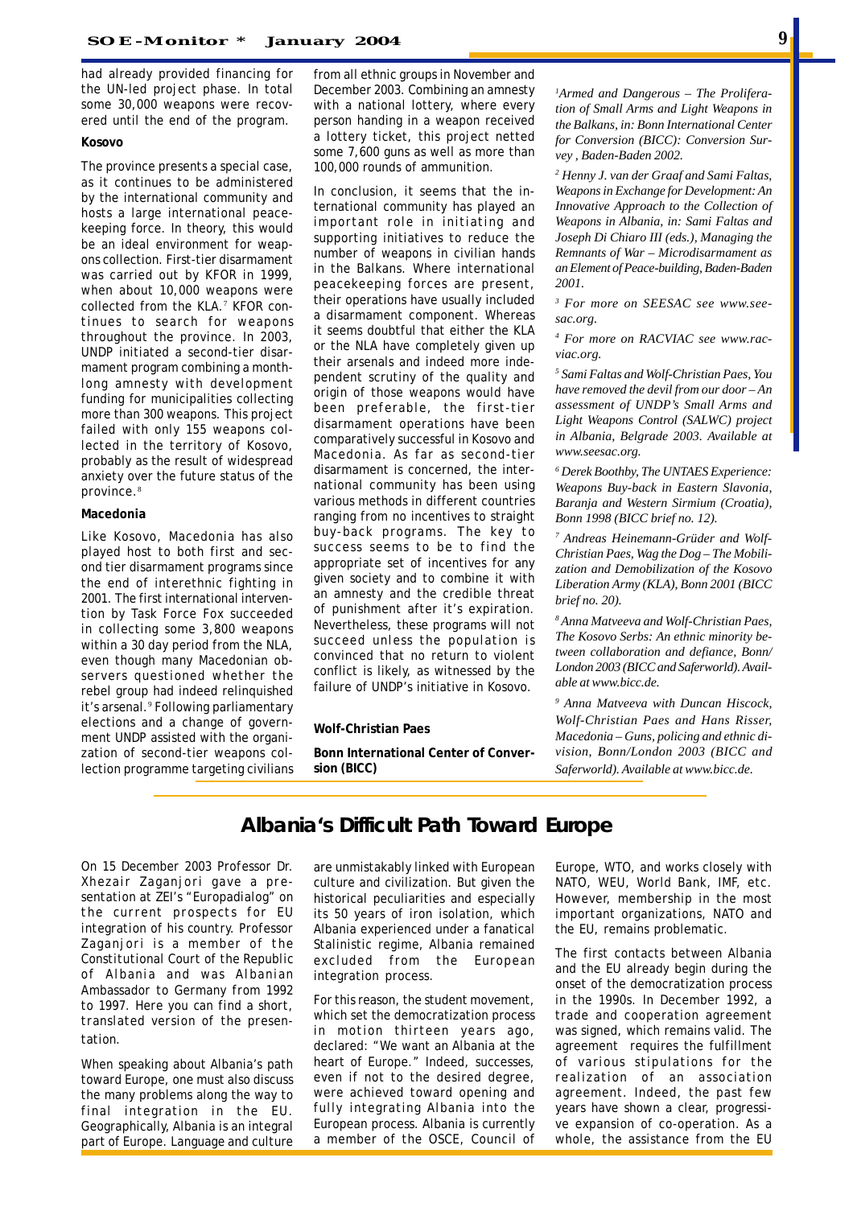had already provided financing for the UN-led project phase. In total some 30,000 weapons were recovered until the end of the program.

**Kosovo**

The province presents a special case, as it continues to be administered by the international community and hosts a large international peacekeeping force. In theory, this would be an ideal environment for weapons collection. First-tier disarmament was carried out by KFOR in 1999, when about 10,000 weapons were collected from the KLA.[7] KFOR continues to search for weapons throughout the province. In 2003, UNDP initiated a second-tier disarmament program combining a month-long amnesty with development funding for municipalities collecting more than 300 weapons. This project failed with only 155 weapons collected in the territory of Kosovo, probably as the result of widespread anxiety over the future status of the province.[8]

**Macedonia**

Like Kosovo, Macedonia has also played host to both first and second tier disarmament programs since the end of interethnic fighting in 2001. The first international intervention by Task Force Fox succeeded in collecting some 3,800 weapons within a 30 day period from the NLA, even though many Macedonian observers questioned whether the rebel group had indeed relinquished it's arsenal.[9] Following parliamentary elections and a change of government UNDP assisted with the organization of second-tier weapons collection programme targeting civilians from all ethnic groups in November and December 2003. Combining an amnesty with a national lottery, where every person handing in a weapon received a lottery ticket, this project netted some 7,600 guns as well as more than 100,000 rounds of ammunition.

In conclusion, it seems that the international community has played an important role in initiating and supporting initiatives to reduce the number of weapons in civilian hands in the Balkans. Where international peacekeeping forces are present, their operations have usually included a disarmament component. Whereas it seems doubtful that either the KLA or the NLA have completely given up their arsenals and indeed more independent scrutiny of the quality and origin of those weapons would have been preferable, the first-tier disarmament operations have been comparatively successful in Kosovo and Macedonia. As far as second-tier disarmament is concerned, the international community has been using various methods in different countries ranging from no incentives to straight buy-back programs. The key to success seems to be to find the appropriate set of incentives for any given society and to combine it with an amnesty and the credible threat of punishment after it's expiration. Nevertheless, these programs will not succeed unless the population is convinced that no return to violent conflict is likely, as witnessed by the failure of UNDP's initiative in Kosovo.

**Wolf-Christian Paes**

**Bonn International Center of Conversion (BICC)**

[1] *Armed and Dangerous – The Proliferation of Small Arms and Light Weapons in the Balkans, in: Bonn International Center for Conversion (BICC): Conversion Survey , Baden-Baden 2002.*

[2] *Henny J. van der Graaf and Sami Faltas, Weapons in Exchange for Development: An Innovative Approach to the Collection of Weapons in Albania, in: Sami Faltas and Joseph Di Chiaro III (eds.), Managing the Remnants of War – Microdisarmament as an Element of Peace-building, Baden-Baden 2001.*

[3] *For more on SEESAC see www.seesac.org.*

[4] *For more on RACVIAC see www.racviac.org.*

[5] *Sami Faltas and Wolf-Christian Paes, You have removed the devil from our door – An assessment of UNDP's Small Arms and Light Weapons Control (SALWC) project in Albania, Belgrade 2003. Available at www.seesac.org.*

[6] *Derek Boothby, The UNTAES Experience: Weapons Buy-back in Eastern Slavonia, Baranja and Western Sirmium (Croatia), Bonn 1998 (BICC brief no. 12).*

[7] *Andreas Heinemann-Grüder and Wolf-Christian Paes, Wag the Dog – The Mobilization and Demobilization of the Kosovo Liberation Army (KLA), Bonn 2001 (BICC brief no. 20).*

[8] *Anna Matveeva and Wolf-Christian Paes, The Kosovo Serbs: An ethnic minority between collaboration and defiance, Bonn/London 2003 (BICC and Saferworld). Available at www.bicc.de.*

[9] *Anna Matveeva with Duncan Hiscock, Wolf-Christian Paes and Hans Risser, Macedonia – Guns, policing and ethnic division, Bonn/London 2003 (BICC and Saferworld). Available at www.bicc.de.*

## Albania's Difficult Path Toward Europe

On 15 December 2003 Professor Dr. Xhezair Zaganjori gave a presentation at ZEI's "Europadialog" on the current prospects for EU integration of his country. Professor Zaganjori is a member of the Constitutional Court of the Republic of Albania and was Albanian Ambassador to Germany from 1992 to 1997. Here you can find a short, translated version of the presentation.

When speaking about Albania's path toward Europe, one must also discuss the many problems along the way to final integration in the EU. Geographically, Albania is an integral part of Europe. Language and culture are unmistakably linked with European culture and civilization. But given the historical peculiarities and especially its 50 years of iron isolation, which Albania experienced under a fanatical Stalinistic regime, Albania remained excluded from the European integration process.

For this reason, the student movement, which set the democratization process in motion thirteen years ago, declared: "We want an Albania at the heart of Europe." Indeed, successes, even if not to the desired degree, were achieved toward opening and fully integrating Albania into the European process. Albania is currently a member of the OSCE, Council of Europe, WTO, and works closely with NATO, WEU, World Bank, IMF, etc. However, membership in the most important organizations, NATO and the EU, remains problematic.

The first contacts between Albania and the EU already begin during the onset of the democratization process in the 1990s. In December 1992, a trade and cooperation agreement was signed, which remains valid. The agreement requires the fulfillment of various stipulations for the realization of an association agreement. Indeed, the past few years have shown a clear, progressive expansion of co-operation. As a whole, the assistance from the EU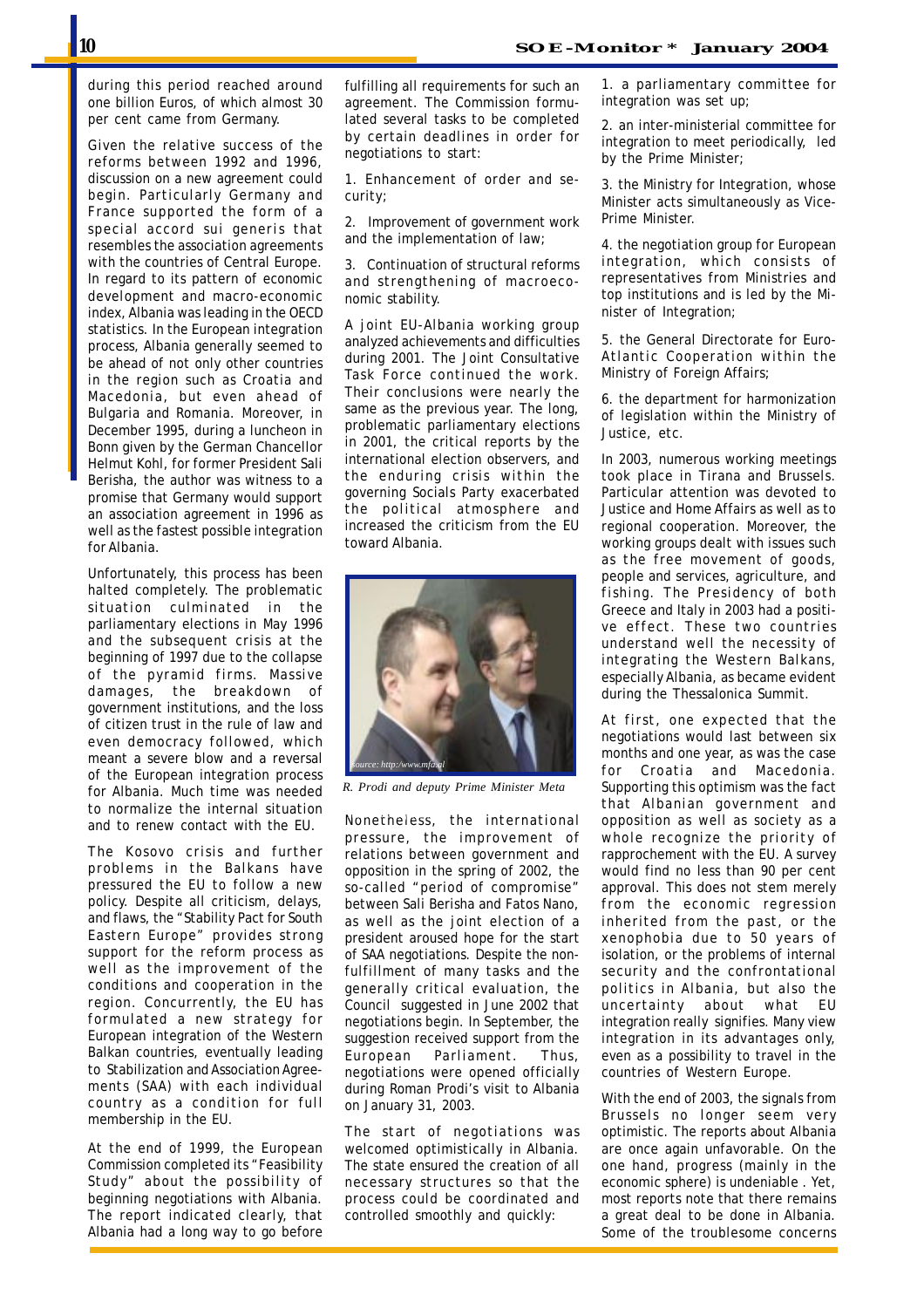during this period reached around one billion Euros, of which almost 30 per cent came from Germany.

Given the relative success of the reforms between 1992 and 1996, discussion on a new agreement could begin. Particularly Germany and France supported the form of a special accord sui generis that resembles the association agreements with the countries of Central Europe. In regard to its pattern of economic development and macro-economic index, Albania was leading in the OECD statistics. In the European integration process, Albania generally seemed to be ahead of not only other countries in the region such as Croatia and Macedonia, but even ahead of Bulgaria and Romania. Moreover, in December 1995, during a luncheon in Bonn given by the German Chancellor Helmut Kohl, for former President Sali Berisha, the author was witness to a promise that Germany would support an association agreement in 1996 as well as the fastest possible integration for Albania.

Unfortunately, this process has been halted completely. The problematic situation culminated in the parliamentary elections in May 1996 and the subsequent crisis at the beginning of 1997 due to the collapse of the pyramid firms. Massive damages, the breakdown of government institutions, and the loss of citizen trust in the rule of law and even democracy followed, which meant a severe blow and a reversal of the European integration process for Albania. Much time was needed to normalize the internal situation and to renew contact with the EU.

The Kosovo crisis and further problems in the Balkans have pressured the EU to follow a new policy. Despite all criticism, delays, and flaws, the "Stability Pact for South Eastern Europe" provides strong support for the reform process as well as the improvement of the conditions and cooperation in the region. Concurrently, the EU has formulated a new strategy for European integration of the Western Balkan countries, eventually leading to Stabilization and Association Agreements (SAA) with each individual country as a condition for full membership in the EU.

At the end of 1999, the European Commission completed its "Feasibility Study" about the possibility of beginning negotiations with Albania. The report indicated clearly, that Albania had a long way to go before fulfilling all requirements for such an agreement. The Commission formulated several tasks to be completed by certain deadlines in order for negotiations to start:

1. Enhancement of order and security;

2. Improvement of government work and the implementation of law;

3. Continuation of structural reforms and strengthening of macroeconomic stability.

A joint EU-Albania working group analyzed achievements and difficulties during 2001. The Joint Consultative Task Force continued the work. Their conclusions were nearly the same as the previous year. The long, problematic parliamentary elections in 2001, the critical reports by the international election observers, and the enduring crisis within the governing Socials Party exacerbated the political atmosphere and increased the criticism from the EU toward Albania.

*R. Prodi and deputy Prime Minister Meta*

Nonetheless, the international pressure, the improvement of relations between government and opposition in the spring of 2002, the so-called "period of compromise" between Sali Berisha and Fatos Nano, as well as the joint election of a president aroused hope for the start of SAA negotiations. Despite the non-fulfillment of many tasks and the generally critical evaluation, the Council suggested in June 2002 that negotiations begin. In September, the suggestion received support from the European Parliament. Thus, negotiations were opened officially during Roman Prodi's visit to Albania on January 31, 2003.

The start of negotiations was welcomed optimistically in Albania. The state ensured the creation of all necessary structures so that the process could be coordinated and controlled smoothly and quickly:

1. a parliamentary committee for integration was set up;

2. an inter-ministerial committee for integration to meet periodically, led by the Prime Minister;

3. the Ministry for Integration, whose Minister acts simultaneously as Vice-Prime Minister.

4. the negotiation group for European integration, which consists of representatives from Ministries and top institutions and is led by the Minister of Integration;

5. the General Directorate for Euro-Atlantic Cooperation within the Ministry of Foreign Affairs;

6. the department for harmonization of legislation within the Ministry of Justice, etc.

In 2003, numerous working meetings took place in Tirana and Brussels. Particular attention was devoted to Justice and Home Affairs as well as to regional cooperation. Moreover, the working groups dealt with issues such as the free movement of goods, people and services, agriculture, and fishing. The Presidency of both Greece and Italy in 2003 had a positive effect. These two countries understand well the necessity of integrating the Western Balkans, especially Albania, as became evident during the Thessalonica Summit.

At first, one expected that the negotiations would last between six months and one year, as was the case for Croatia and Macedonia. Supporting this optimism was the fact that Albanian government and opposition as well as society as a whole recognize the priority of rapprochement with the EU. A survey would find no less than 90 per cent approval. This does not stem merely from the economic regression inherited from the past, or the xenophobia due to 50 years of isolation, or the problems of internal security and the confrontational politics in Albania, but also the uncertainty about what EU integration really signifies. Many view integration in its advantages only, even as a possibility to travel in the countries of Western Europe.

With the end of 2003, the signals from Brussels no longer seem very optimistic. The reports about Albania are once again unfavorable. On the one hand, progress (mainly in the economic sphere) is undeniable . Yet, most reports note that there remains a great deal to be done in Albania. Some of the troublesome concerns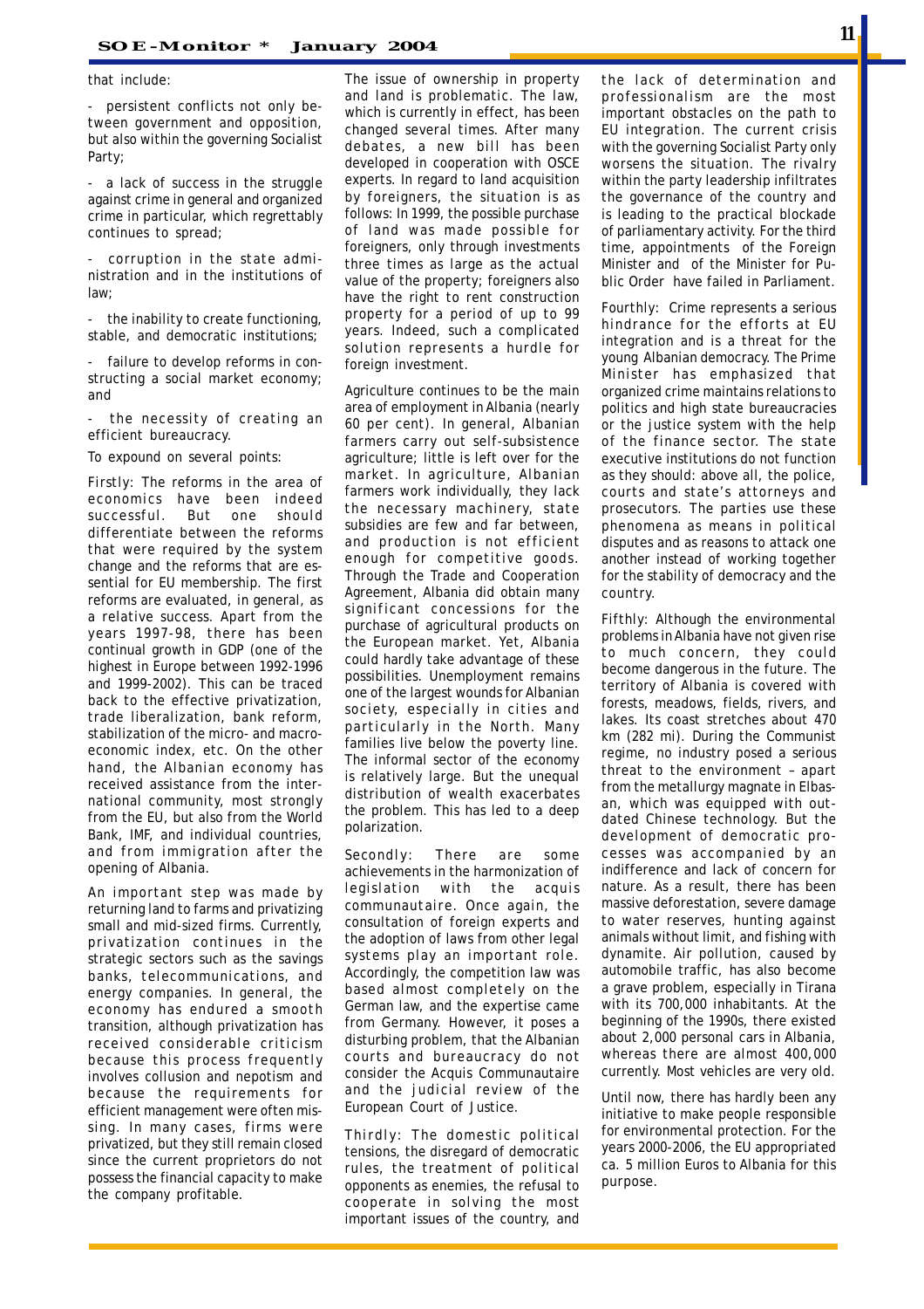that include:

- persistent conflicts not only between government and opposition, but also within the governing Socialist Party;

- a lack of success in the struggle against crime in general and organized crime in particular, which regrettably continues to spread;

- corruption in the state administration and in the institutions of law;

- the inability to create functioning, stable, and democratic institutions;

- failure to develop reforms in constructing a social market economy; and

- the necessity of creating an efficient bureaucracy.

To expound on several points:

Firstly: The reforms in the area of economics have been indeed successful. But one should differentiate between the reforms that were required by the system change and the reforms that are essential for EU membership. The first reforms are evaluated, in general, as a relative success. Apart from the years 1997-98, there has been continual growth in GDP (one of the highest in Europe between 1992-1996 and 1999-2002). This can be traced back to the effective privatization, trade liberalization, bank reform, stabilization of the micro- and macroeconomic index, etc. On the other hand, the Albanian economy has received assistance from the international community, most strongly from the EU, but also from the World Bank, IMF, and individual countries, and from immigration after the opening of Albania.

An important step was made by returning land to farms and privatizing small and mid-sized firms. Currently, privatization continues in the strategic sectors such as the savings banks, telecommunications, and energy companies. In general, the economy has endured a smooth transition, although privatization has received considerable criticism because this process frequently involves collusion and nepotism and because the requirements for efficient management were often missing. In many cases, firms were privatized, but they still remain closed since the current proprietors do not possess the financial capacity to make the company profitable.

The issue of ownership in property and land is problematic. The law, which is currently in effect, has been changed several times. After many debates, a new bill has been developed in cooperation with OSCE experts. In regard to land acquisition by foreigners, the situation is as follows: In 1999, the possible purchase of land was made possible for foreigners, only through investments three times as large as the actual value of the property; foreigners also have the right to rent construction property for a period of up to 99 years. Indeed, such a complicated solution represents a hurdle for foreign investment.

Agriculture continues to be the main area of employment in Albania (nearly 60 per cent). In general, Albanian farmers carry out self-subsistence agriculture; little is left over for the market. In agriculture, Albanian farmers work individually, they lack the necessary machinery, state subsidies are few and far between, and production is not efficient enough for competitive goods. Through the Trade and Cooperation Agreement, Albania did obtain many significant concessions for the purchase of agricultural products on the European market. Yet, Albania could hardly take advantage of these possibilities. Unemployment remains one of the largest wounds for Albanian society, especially in cities and particularly in the North. Many families live below the poverty line. The informal sector of the economy is relatively large. But the unequal distribution of wealth exacerbates the problem. This has led to a deep polarization.

Secondly: There are some achievements in the harmonization of legislation with the acquis communautaire. Once again, the consultation of foreign experts and the adoption of laws from other legal systems play an important role. Accordingly, the competition law was based almost completely on the German law, and the expertise came from Germany. However, it poses a disturbing problem, that the Albanian courts and bureaucracy do not consider the Acquis Communautaire and the judicial review of the European Court of Justice.

Thirdly: The domestic political tensions, the disregard of democratic rules, the treatment of political opponents as enemies, the refusal to cooperate in solving the most important issues of the country, and the lack of determination and professionalism are the most important obstacles on the path to EU integration. The current crisis with the governing Socialist Party only worsens the situation. The rivalry within the party leadership infiltrates the governance of the country and is leading to the practical blockade of parliamentary activity. For the third time, appointments of the Foreign Minister and of the Minister for Public Order have failed in Parliament.

Fourthly: Crime represents a serious hindrance for the efforts at EU integration and is a threat for the young Albanian democracy. The Prime Minister has emphasized that organized crime maintains relations to politics and high state bureaucracies or the justice system with the help of the finance sector. The state executive institutions do not function as they should: above all, the police, courts and state's attorneys and prosecutors. The parties use these phenomena as means in political disputes and as reasons to attack one another instead of working together for the stability of democracy and the country.

Fifthly: Although the environmental problems in Albania have not given rise to much concern, they could become dangerous in the future. The territory of Albania is covered with forests, meadows, fields, rivers, and lakes. Its coast stretches about 470 km (282 mi). During the Communist regime, no industry posed a serious threat to the environment – apart from the metallurgy magnate in Elbasan, which was equipped with outdated Chinese technology. But the development of democratic processes was accompanied by an indifference and lack of concern for nature. As a result, there has been massive deforestation, severe damage to water reserves, hunting against animals without limit, and fishing with dynamite. Air pollution, caused by automobile traffic, has also become a grave problem, especially in Tirana with its 700,000 inhabitants. At the beginning of the 1990s, there existed about 2,000 personal cars in Albania, whereas there are almost 400,000 currently. Most vehicles are very old.

Until now, there has hardly been any initiative to make people responsible for environmental protection. For the years 2000-2006, the EU appropriated ca. 5 million Euros to Albania for this purpose.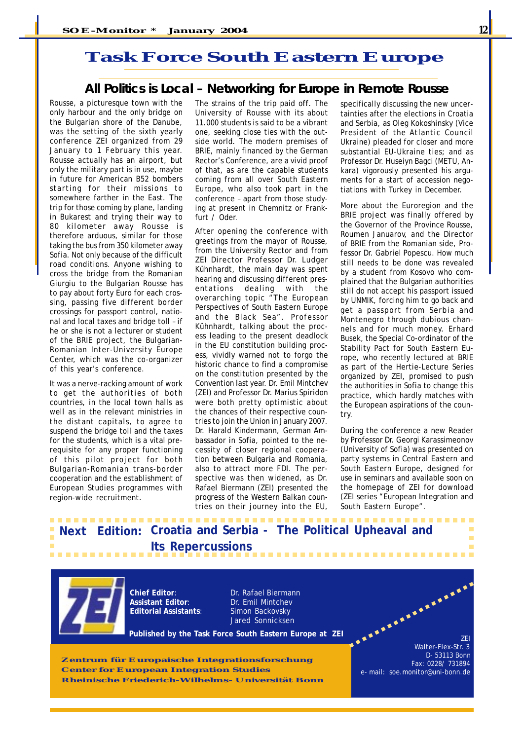# Task Force South Eastern Europe

## All Politics is Local – Networking for Europe in Remote Rousse

Rousse, a picturesque town with the only harbour and the only bridge on the Bulgarian shore of the Danube, was the setting of the sixth yearly conference ZEI organized from 29 January to 1 February this year. Rousse actually has an airport, but only the military part is in use, maybe in future for American B52 bombers starting for their missions to somewhere farther in the East. The trip for those coming by plane, landing in Bukarest and trying their way to 80 kilometer away Rousse is therefore arduous, similar for those taking the bus from 350 kilometer away Sofia. Not only because of the difficult road conditions. Anyone wishing to cross the bridge from the Romanian Giurgiu to the Bulgarian Rousse has to pay about forty Euro for each crossing, passing five different border crossings for passport control, national and local taxes and bridge toll – if he or she is not a lecturer or student of the BRIE project, the Bulgarian-Romanian Inter-University Europe Center, which was the co-organizer of this year's conference.

It was a nerve-racking amount of work to get the authorities of both countries, in the local town halls as well as in the relevant ministries in the distant capitals, to agree to suspend the bridge toll and the taxes for the students, which is a vital prerequisite for any proper functioning of this pilot project for both Bulgarian-Romanian trans-border cooperation and the establishment of European Studies programmes with region-wide recruitment.

The strains of the trip paid off. The University of Rousse with its about 11.000 students is said to be a vibrant one, seeking close ties with the outside world. The modern premises of BRIE, mainly financed by the German Rector's Conference, are a vivid proof of that, as are the capable students coming from all over South Eastern Europe, who also took part in the conference – apart from those studying at present in Chemnitz or Frankfurt / Oder.

After opening the conference with greetings from the mayor of Rousse, from the University Rector and from ZEI Director Professor Dr. Ludger Kühnhardt, the main day was spent hearing and discussing different presentations dealing with the overarching topic "The European Perspectives of South Eastern Europe and the Black Sea". Professor Kühnhardt, talking about the process leading to the present deadlock in the EU constitution building process, vividly warned not to forgo the historic chance to find a compromise on the constitution presented by the Convention last year. Dr. Emil Mintchev (ZEI) and Professor Dr. Marius Spiridon were both pretty optimistic about the chances of their respective countries to join the Union in January 2007. Dr. Harald Kindermann, German Ambassador in Sofia, pointed to the necessity of closer regional cooperation between Bulgaria and Romania, also to attract more FDI. The perspective was then widened, as Dr. Rafael Biermann (ZEI) presented the progress of the Western Balkan countries on their journey into the EU, specifically discussing the new uncertainties after the elections in Croatia and Serbia, as Oleg Kokoshinsky (Vice President of the Atlantic Council Ukraine) pleaded for closer and more substantial EU-Ukraine ties; and as Professor Dr. Huseiyn Bagci (METU, Ankara) vigorously presented his arguments for a start of accession negotiations with Turkey in December.

More about the Euroregion and the BRIE project was finally offered by the Governor of the Province Rousse, Roumen Januarov, and the Director of BRIE from the Romanian side, Professor Dr. Gabriel Popescu. How much still needs to be done was revealed by a student from Kosovo who complained that the Bulgarian authorities still do not accept his passport issued by UNMIK, forcing him to go back and get a passport from Serbia and Montenegro through dubious channels and for much money. Erhard Busek, the Special Co-ordinator of the Stability Pact for South Eastern Europe, who recently lectured at BRIE as part of the Hertie-Lecture Series organized by ZEI, promised to push the authorities in Sofia to change this practice, which hardly matches with the European aspirations of the country.

During the conference a new Reader by Professor Dr. Georgi Karassimeonov (University of Sofia) was presented on party systems in Central Eastern and South Eastern Europe, designed for use in seminars and available soon on the homepage of ZEI for download (ZEI series "European Integration and South Eastern Europe".

**Next Edition: Croatia and Serbia - The Political Upheaval and Its Repercussions**

**Chief Editor**: Dr. Rafael Biermann
**Assistant Editor**: Dr. Emil Mintchev
**Editorial Assistants**: Simon Backovsky, Jared Sonnicksen

**Published by the Task Force South Eastern Europe at ZEI**

**Zentrum für Europaische Integrationsforschung**
**Center for European Integration Studies**
**Rheinische Friederich-Wilhelms- Universität Bonn**

ZEI
Walter-Flex-Str. 3
D- 53113 Bonn
Fax: 0228/ 731894
e- mail: soe.monitor@uni-bonn.de